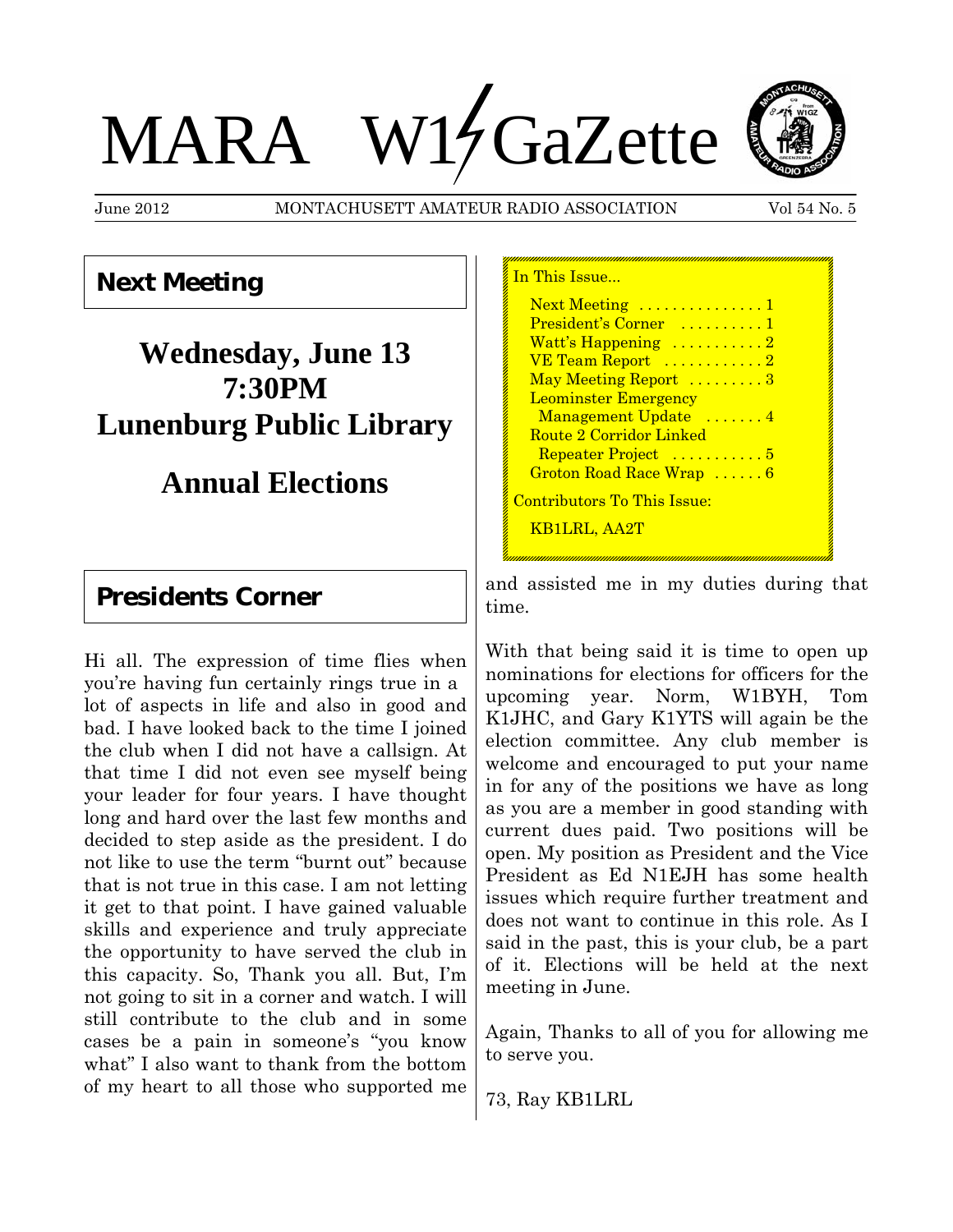# MARA W1GaZette

June 2012 — MONTACHUSETT AMATEUR RADIO ASSOCIATION — Vol 54 No. 5

## Next Meeting

**Wednesday, June 13**
**7:30PM**
**Lunenburg Public Library**

**Annual Elections**

In This Issue...

- Next Meeting . . . . . . . . . . . . . . 1
- President's Corner . . . . . . . . . . 1
- Watt's Happening . . . . . . . . . . . 2
- VE Team Report . . . . . . . . . . . . 2
- May Meeting Report . . . . . . . . . 3
- Leominster Emergency Management Update . . . . . . . 4
- Route 2 Corridor Linked Repeater Project . . . . . . . . . . . 5
- Groton Road Race Wrap . . . . . . 6

Contributors To This Issue:

KB1LRL, AA2T

## Presidents Corner

Hi all. The expression of time flies when you're having fun certainly rings true in a lot of aspects in life and also in good and bad. I have looked back to the time I joined the club when I did not have a callsign. At that time I did not even see myself being your leader for four years. I have thought long and hard over the last few months and decided to step aside as the president. I do not like to use the term "burnt out" because that is not true in this case. I am not letting it get to that point. I have gained valuable skills and experience and truly appreciate the opportunity to have served the club in this capacity. So, Thank you all. But, I'm not going to sit in a corner and watch. I will still contribute to the club and in some cases be a pain in someone's "you know what" I also want to thank from the bottom of my heart to all those who supported me and assisted me in my duties during that time.

With that being said it is time to open up nominations for elections for officers for the upcoming year. Norm, W1BYH, Tom K1JHC, and Gary K1YTS will again be the election committee. Any club member is welcome and encouraged to put your name in for any of the positions we have as long as you are a member in good standing with current dues paid. Two positions will be open. My position as President and the Vice President as Ed N1EJH has some health issues which require further treatment and does not want to continue in this role. As I said in the past, this is your club, be a part of it. Elections will be held at the next meeting in June.

Again, Thanks to all of you for allowing me to serve you.

73, Ray KB1LRL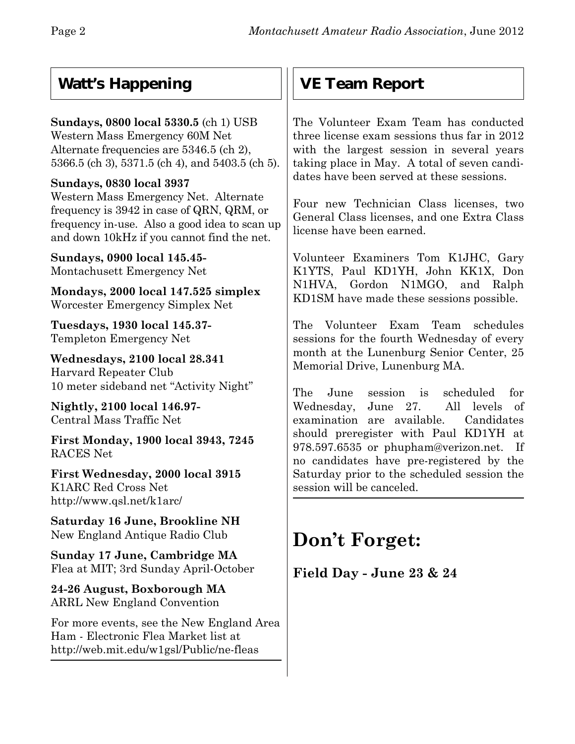## Watt's Happening

**Sundays, 0800 local 5330.5** (ch 1) USB
Western Mass Emergency 60M Net
Alternate frequencies are 5346.5 (ch 2), 5366.5 (ch 3), 5371.5 (ch 4), and 5403.5 (ch 5).

**Sundays, 0830 local 3937**
Western Mass Emergency Net. Alternate frequency is 3942 in case of QRN, QRM, or frequency in-use. Also a good idea to scan up and down 10kHz if you cannot find the net.

**Sundays, 0900 local 145.45-**
Montachusett Emergency Net

**Mondays, 2000 local 147.525 simplex**
Worcester Emergency Simplex Net

**Tuesdays, 1930 local 145.37-**
Templeton Emergency Net

**Wednesdays, 2100 local 28.341**
Harvard Repeater Club
10 meter sideband net "Activity Night"

**Nightly, 2100 local 146.97-**
Central Mass Traffic Net

**First Monday, 1900 local 3943, 7245**
RACES Net

**First Wednesday, 2000 local 3915**
K1ARC Red Cross Net
http://www.qsl.net/k1arc/

**Saturday 16 June, Brookline NH**
New England Antique Radio Club

**Sunday 17 June, Cambridge MA**
Flea at MIT; 3rd Sunday April-October

**24-26 August, Boxborough MA**
ARRL New England Convention

For more events, see the New England Area Ham - Electronic Flea Market list at http://web.mit.edu/w1gsl/Public/ne-fleas

## VE Team Report

The Volunteer Exam Team has conducted three license exam sessions thus far in 2012 with the largest session in several years taking place in May. A total of seven candidates have been served at these sessions.

Four new Technician Class licenses, two General Class licenses, and one Extra Class license have been earned.

Volunteer Examiners Tom K1JHC, Gary K1YTS, Paul KD1YH, John KK1X, Don N1HVA, Gordon N1MGO, and Ralph KD1SM have made these sessions possible.

The Volunteer Exam Team schedules sessions for the fourth Wednesday of every month at the Lunenburg Senior Center, 25 Memorial Drive, Lunenburg MA.

The June session is scheduled for Wednesday, June 27. All levels of examination are available. Candidates should preregister with Paul KD1YH at 978.597.6535 or phupham@verizon.net. If no candidates have pre-registered by the Saturday prior to the scheduled session the session will be canceled.

# Don't Forget:

**Field Day - June 23 & 24**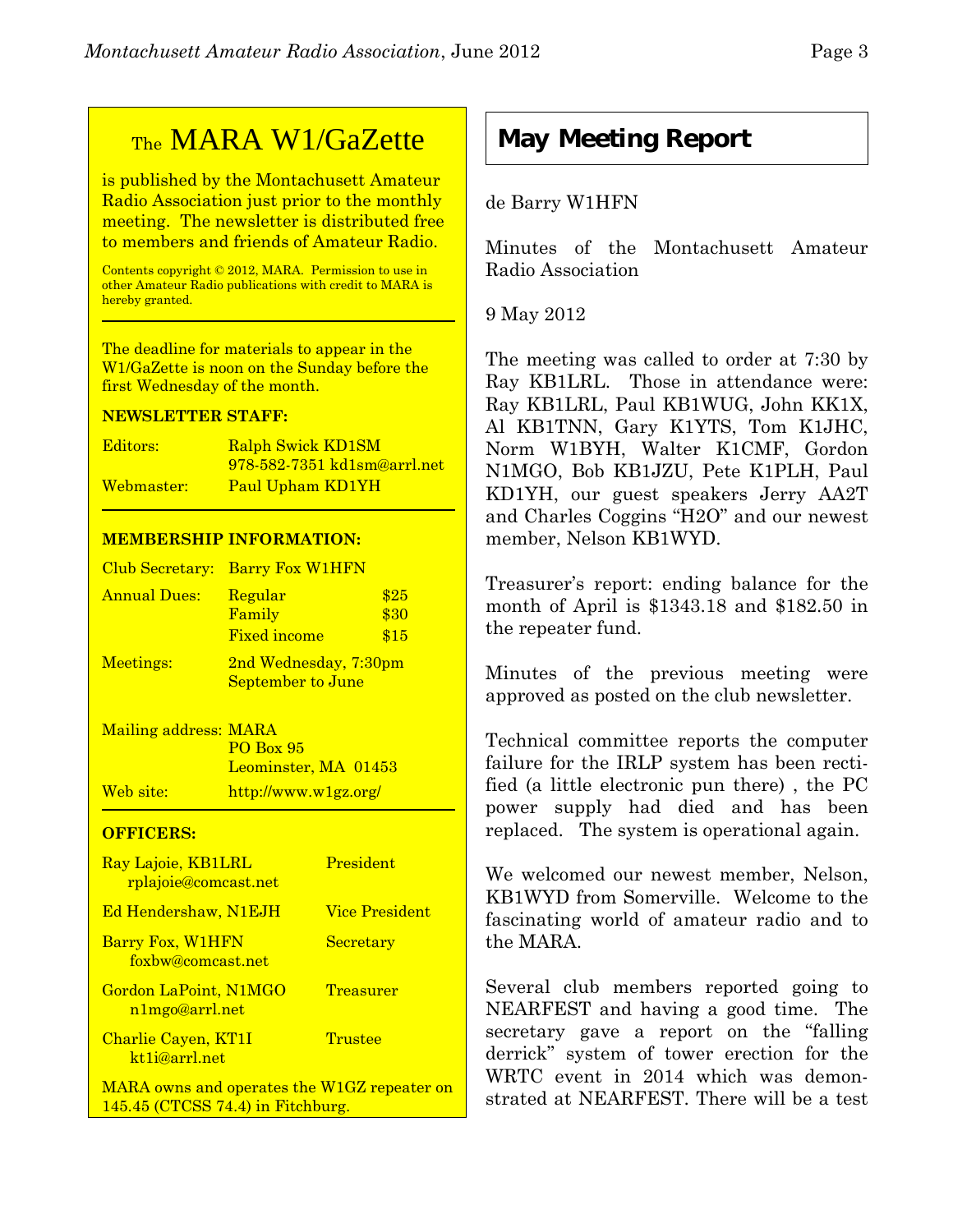# The MARA W1/GaZette

is published by the Montachusett Amateur Radio Association just prior to the monthly meeting. The newsletter is distributed free to members and friends of Amateur Radio.

Contents copyright © 2012, MARA. Permission to use in other Amateur Radio publications with credit to MARA is hereby granted.

The deadline for materials to appear in the W1/GaZette is noon on the Sunday before the first Wednesday of the month.

**NEWSLETTER STAFF:**

| | |
|---|---|
| Editors: | Ralph Swick KD1SM<br>978-582-7351 kd1sm@arrl.net |
| Webmaster: | Paul Upham KD1YH |

**MEMBERSHIP INFORMATION:**

| | | |
|---|---|---|
| Club Secretary: | Barry Fox W1HFN | |
| Annual Dues: | Regular | $25 |
| | Family | $30 |
| | Fixed income | $15 |
| Meetings: | 2nd Wednesday, 7:30pm<br>September to June | |
| Mailing address: | MARA<br>PO Box 95<br>Leominster, MA 01453 | |
| Web site: | http://www.w1gz.org/ | |

**OFFICERS:**

| | |
|---|---|
| Ray Lajoie, KB1LRL<br>rplajoie@comcast.net | President |
| Ed Hendershaw, N1EJH | Vice President |
| Barry Fox, W1HFN<br>foxbw@comcast.net | Secretary |
| Gordon LaPoint, N1MGO<br>n1mgo@arrl.net | Treasurer |
| Charlie Cayen, KT1I<br>kt1i@arrl.net | Trustee |

MARA owns and operates the W1GZ repeater on 145.45 (CTCSS 74.4) in Fitchburg.

## May Meeting Report

de Barry W1HFN

Minutes of the Montachusett Amateur Radio Association

9 May 2012

The meeting was called to order at 7:30 by Ray KB1LRL. Those in attendance were: Ray KB1LRL, Paul KB1WUG, John KK1X, Al KB1TNN, Gary K1YTS, Tom K1JHC, Norm W1BYH, Walter K1CMF, Gordon N1MGO, Bob KB1JZU, Pete K1PLH, Paul KD1YH, our guest speakers Jerry AA2T and Charles Coggins "H2O" and our newest member, Nelson KB1WYD.

Treasurer's report: ending balance for the month of April is $1343.18 and $182.50 in the repeater fund.

Minutes of the previous meeting were approved as posted on the club newsletter.

Technical committee reports the computer failure for the IRLP system has been rectified (a little electronic pun there) , the PC power supply had died and has been replaced. The system is operational again.

We welcomed our newest member, Nelson, KB1WYD from Somerville. Welcome to the fascinating world of amateur radio and to the MARA.

Several club members reported going to NEARFEST and having a good time. The secretary gave a report on the "falling derrick" system of tower erection for the WRTC event in 2014 which was demonstrated at NEARFEST. There will be a test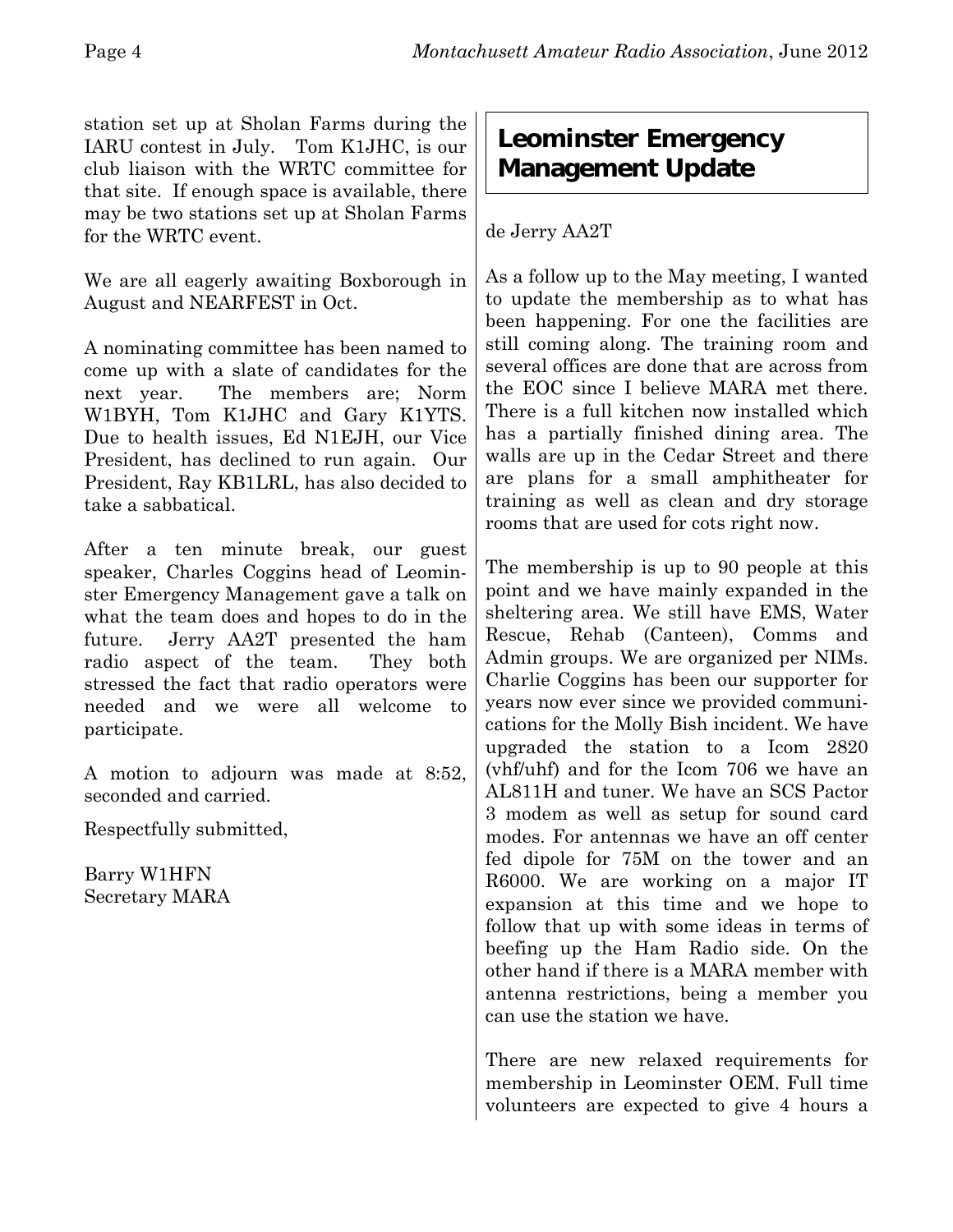station set up at Sholan Farms during the IARU contest in July. Tom K1JHC, is our club liaison with the WRTC committee for that site. If enough space is available, there may be two stations set up at Sholan Farms for the WRTC event.

We are all eagerly awaiting Boxborough in August and NEARFEST in Oct.

A nominating committee has been named to come up with a slate of candidates for the next year. The members are; Norm W1BYH, Tom K1JHC and Gary K1YTS. Due to health issues, Ed N1EJH, our Vice President, has declined to run again. Our President, Ray KB1LRL, has also decided to take a sabbatical.

After a ten minute break, our guest speaker, Charles Coggins head of Leominster Emergency Management gave a talk on what the team does and hopes to do in the future. Jerry AA2T presented the ham radio aspect of the team. They both stressed the fact that radio operators were needed and we were all welcome to participate.

A motion to adjourn was made at 8:52, seconded and carried.

Respectfully submitted,

Barry W1HFN
Secretary MARA

## Leominster Emergency Management Update

de Jerry AA2T

As a follow up to the May meeting, I wanted to update the membership as to what has been happening. For one the facilities are still coming along. The training room and several offices are done that are across from the EOC since I believe MARA met there. There is a full kitchen now installed which has a partially finished dining area. The walls are up in the Cedar Street and there are plans for a small amphitheater for training as well as clean and dry storage rooms that are used for cots right now.

The membership is up to 90 people at this point and we have mainly expanded in the sheltering area. We still have EMS, Water Rescue, Rehab (Canteen), Comms and Admin groups. We are organized per NIMs. Charlie Coggins has been our supporter for years now ever since we provided communications for the Molly Bish incident. We have upgraded the station to a Icom 2820 (vhf/uhf) and for the Icom 706 we have an AL811H and tuner. We have an SCS Pactor 3 modem as well as setup for sound card modes. For antennas we have an off center fed dipole for 75M on the tower and an R6000. We are working on a major IT expansion at this time and we hope to follow that up with some ideas in terms of beefing up the Ham Radio side. On the other hand if there is a MARA member with antenna restrictions, being a member you can use the station we have.

There are new relaxed requirements for membership in Leominster OEM. Full time volunteers are expected to give 4 hours a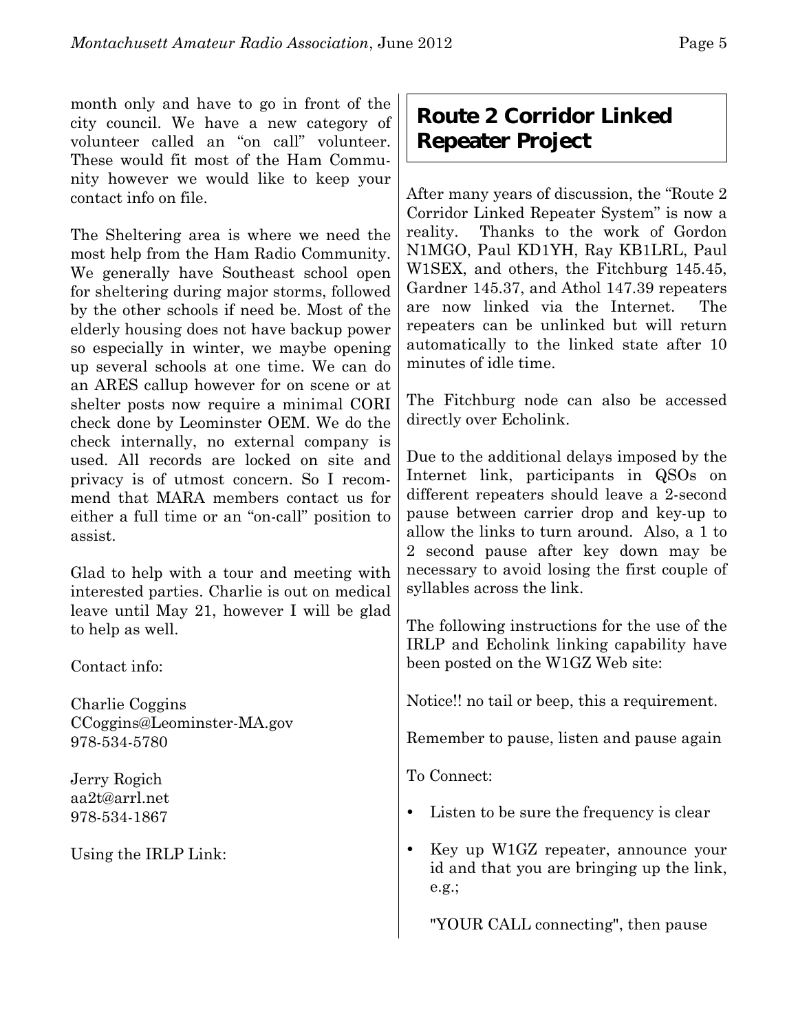month only and have to go in front of the city council. We have a new category of volunteer called an “on call” volunteer. These would fit most of the Ham Community however we would like to keep your contact info on file.

The Sheltering area is where we need the most help from the Ham Radio Community. We generally have Southeast school open for sheltering during major storms, followed by the other schools if need be. Most of the elderly housing does not have backup power so especially in winter, we maybe opening up several schools at one time. We can do an ARES callup however for on scene or at shelter posts now require a minimal CORI check done by Leominster OEM. We do the check internally, no external company is used. All records are locked on site and privacy is of utmost concern. So I recommend that MARA members contact us for either a full time or an “on-call” position to assist.

Glad to help with a tour and meeting with interested parties. Charlie is out on medical leave until May 21, however I will be glad to help as well.

Contact info:

Charlie Coggins
CCoggins@Leominster-MA.gov
978-534-5780

Jerry Rogich
aa2t@arrl.net
978-534-1867

Using the IRLP Link:

## Route 2 Corridor Linked Repeater Project

After many years of discussion, the “Route 2 Corridor Linked Repeater System” is now a reality. Thanks to the work of Gordon N1MGO, Paul KD1YH, Ray KB1LRL, Paul W1SEX, and others, the Fitchburg 145.45, Gardner 145.37, and Athol 147.39 repeaters are now linked via the Internet. The repeaters can be unlinked but will return automatically to the linked state after 10 minutes of idle time.

The Fitchburg node can also be accessed directly over Echolink.

Due to the additional delays imposed by the Internet link, participants in QSOs on different repeaters should leave a 2-second pause between carrier drop and key-up to allow the links to turn around. Also, a 1 to 2 second pause after key down may be necessary to avoid losing the first couple of syllables across the link.

The following instructions for the use of the IRLP and Echolink linking capability have been posted on the W1GZ Web site:

Notice!! no tail or beep, this a requirement.

Remember to pause, listen and pause again

To Connect:

- Listen to be sure the frequency is clear
- Key up W1GZ repeater, announce your id and that you are bringing up the link, e.g.;

  "YOUR CALL connecting", then pause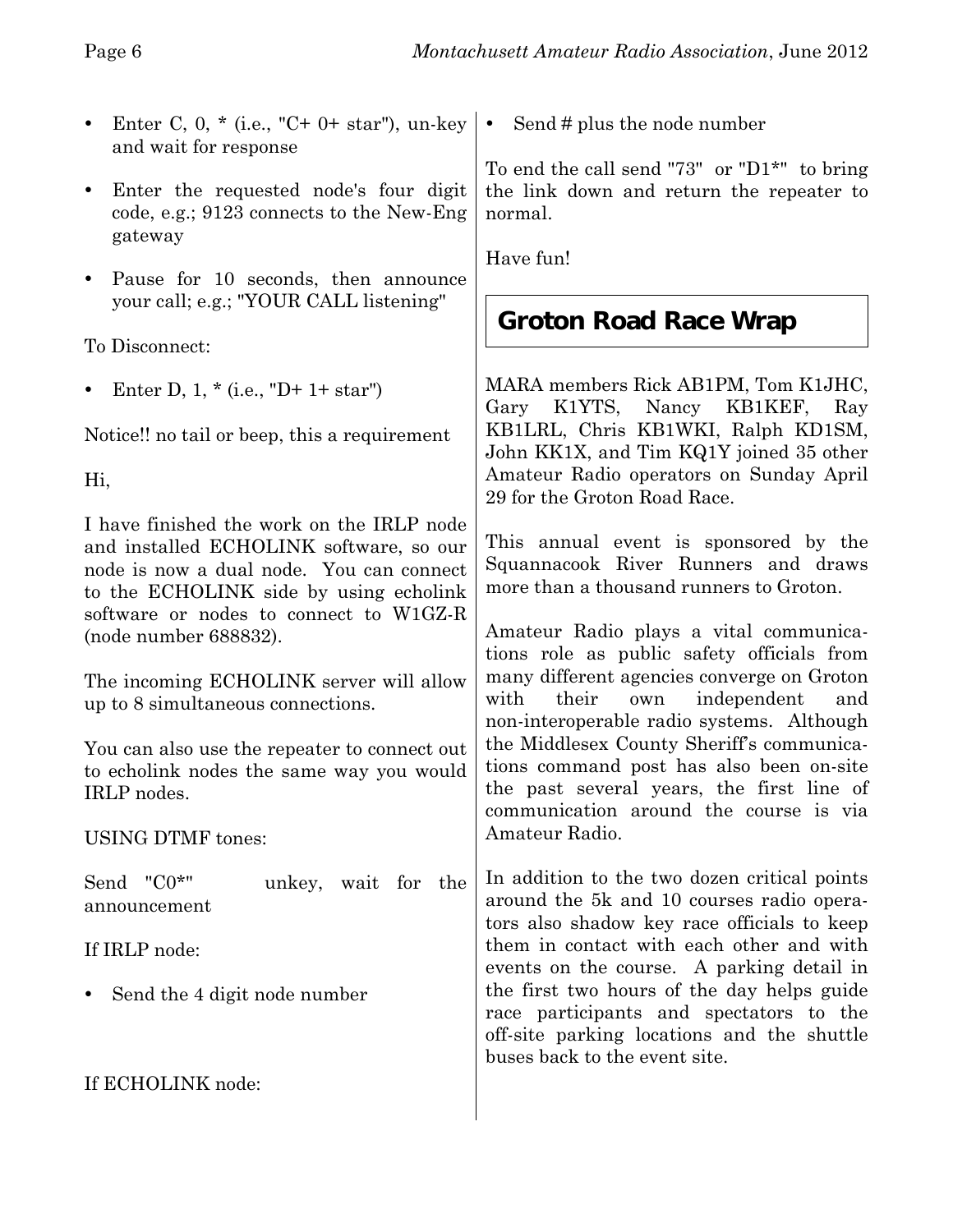- Enter C, 0, * (i.e., "C+ 0+ star"), un-key and wait for response
- Enter the requested node's four digit code, e.g.; 9123 connects to the New-Eng gateway
- Pause for 10 seconds, then announce your call; e.g.; "YOUR CALL listening"

To Disconnect:

- Enter D, 1, * (i.e., "D+ 1+ star")

Notice!! no tail or beep, this a requirement

Hi,

I have finished the work on the IRLP node and installed ECHOLINK software, so our node is now a dual node. You can connect to the ECHOLINK side by using echolink software or nodes to connect to W1GZ-R (node number 688832).

The incoming ECHOLINK server will allow up to 8 simultaneous connections.

You can also use the repeater to connect out to echolink nodes the same way you would IRLP nodes.

USING DTMF tones:

Send "C0*" unkey, wait for the announcement

If IRLP node:

- Send the 4 digit node number

If ECHOLINK node:

- Send # plus the node number

To end the call send "73" or "D1*" to bring the link down and return the repeater to normal.

Have fun!

## Groton Road Race Wrap

MARA members Rick AB1PM, Tom K1JHC, Gary K1YTS, Nancy KB1KEF, Ray KB1LRL, Chris KB1WKI, Ralph KD1SM, John KK1X, and Tim KQ1Y joined 35 other Amateur Radio operators on Sunday April 29 for the Groton Road Race.

This annual event is sponsored by the Squannacook River Runners and draws more than a thousand runners to Groton.

Amateur Radio plays a vital communications role as public safety officials from many different agencies converge on Groton with their own independent and non-interoperable radio systems. Although the Middlesex County Sheriff's communications command post has also been on-site the past several years, the first line of communication around the course is via Amateur Radio.

In addition to the two dozen critical points around the 5k and 10 courses radio operators also shadow key race officials to keep them in contact with each other and with events on the course. A parking detail in the first two hours of the day helps guide race participants and spectators to the off-site parking locations and the shuttle buses back to the event site.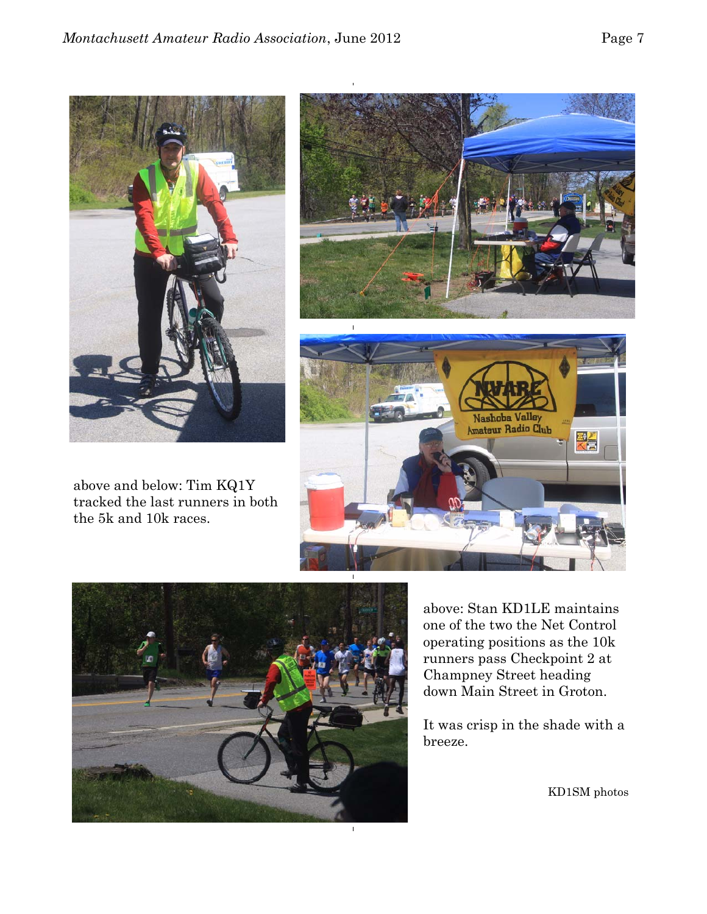above and below: Tim KQ1Y tracked the last runners in both the 5k and 10k races.

above: Stan KD1LE maintains one of the two the Net Control operating positions as the 10k runners pass Checkpoint 2 at Champney Street heading down Main Street in Groton.

It was crisp in the shade with a breeze.

KD1SM photos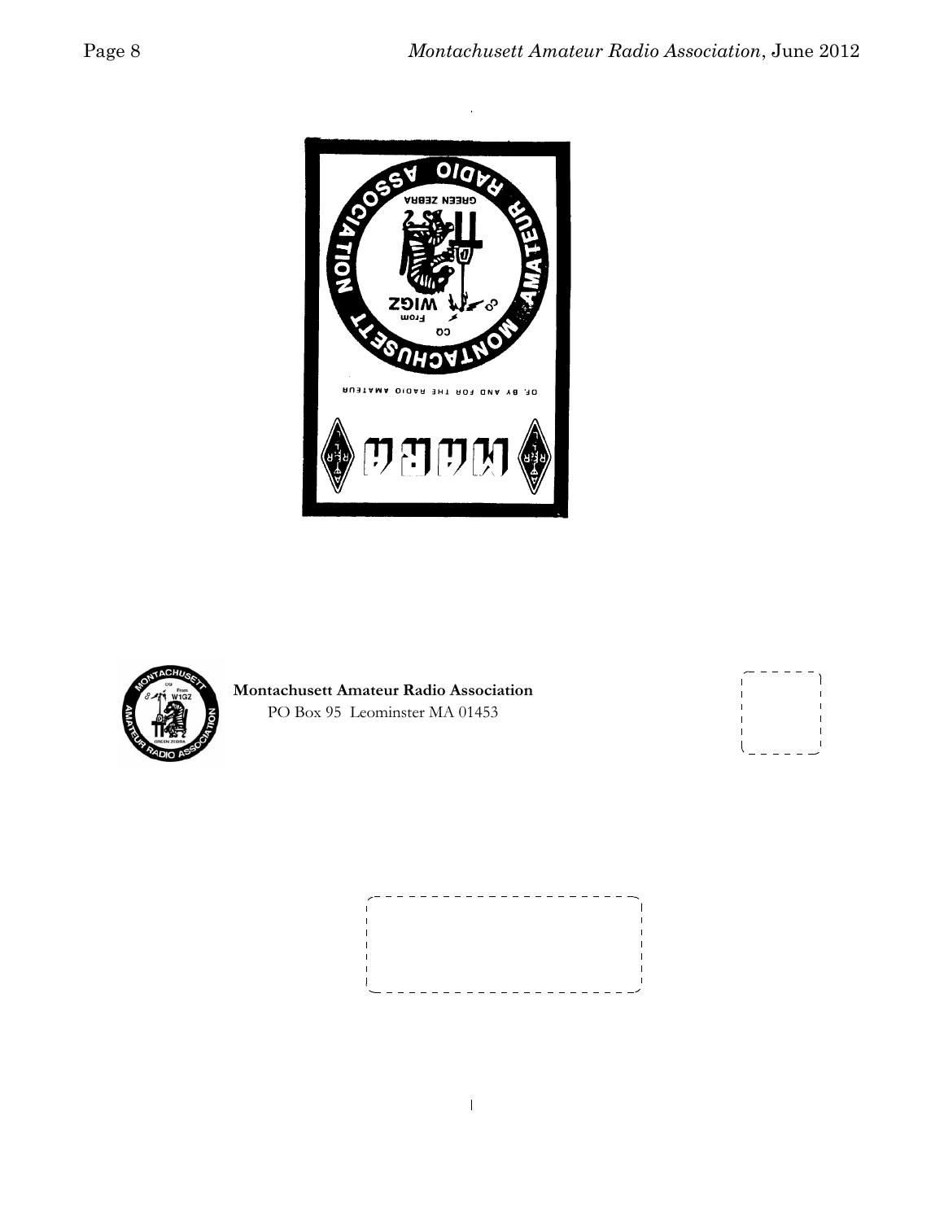**Montachusett Amateur Radio Association**

PO Box 95 Leominster MA 01453